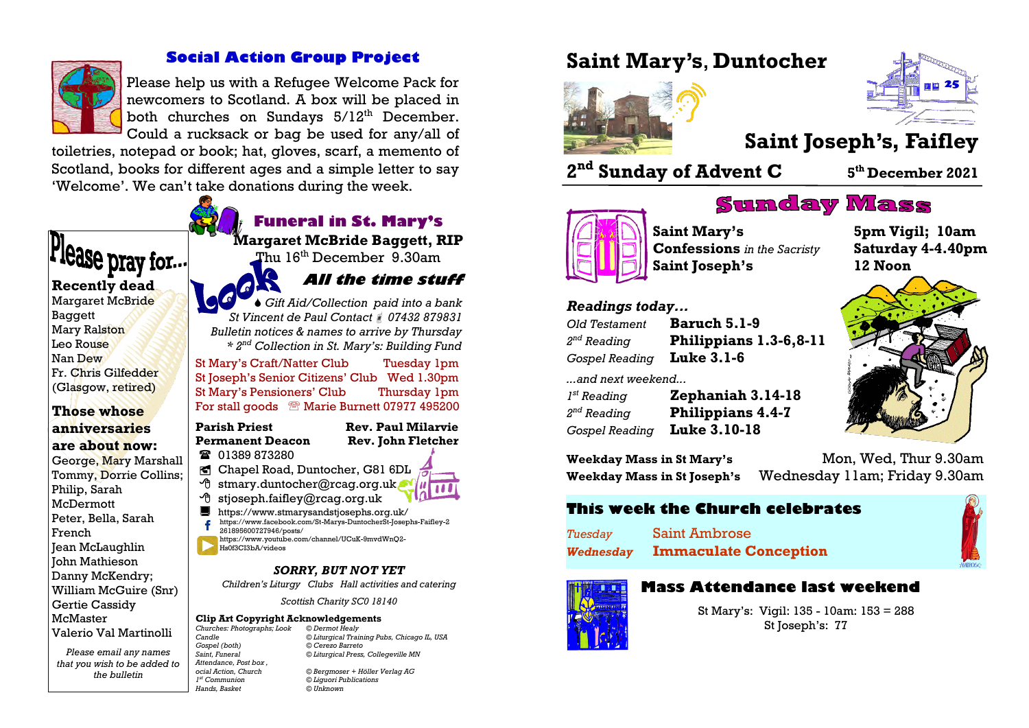## Social Action Group Project

Please help us with a Refugee Welcome Pack for newcomers to Scotland. A box will be placed in both churches on Sundays 5/12th December. Could a rucksack or bag be used for any/all of toiletries, notepad or book; hat, gloves, scarf, a memento of Scotland, books for different ages and a simple letter to say 'Welcome'. We can't take donations during the week.

## Please pray for...

**Recently dead**

Margaret McBride Baggett
Mary Ralston
Leo Rouse
Nan Dew
Fr. Chris Gilfedder (Glasgow, retired)

**Those whose anniversaries are about now:**

George, Mary Marshall
Tommy, Dorrie Collins;
Philip, Sarah McDermott
Peter, Bella, Sarah French
Jean McLaughlin
John Mathieson
Danny McKendry;
William McGuire (Snr)
Gertie Cassidy McMaster
Valerio Val Martinolli

*Please email any names that you wish to be added to the bulletin*

## Funeral in St. Mary's

**Margaret McBride Baggett, RIP**
Thu 16th December 9.30am

## Look — All the time stuff

*Gift Aid/Collection paid into a bank*
*St Vincent de Paul Contact 07432 879831*
*Bulletin notices & names to arrive by Thursday*
*\* 2nd Collection in St. Mary's: Building Fund*

St Mary's Craft/Natter Club — Tuesday 1pm
St Joseph's Senior Citizens' Club — Wed 1.30pm
St Mary's Pensioners' Club — Thursday 1pm
For stall goods — Marie Burnett 07977 495200

**Parish Priest** — **Rev. Paul Milarvie**
**Permanent Deacon** — **Rev. John Fletcher**

01389 873280
Chapel Road, Duntocher, G81 6DL
stmary.duntocher@rcag.org.uk
stjoseph.faifley@rcag.org.uk
https://www.stmarysandstjosephs.org.uk/
https://www.facebook.com/St-Marys-DuntocherSt-Josephs-Faifley-2261895600727946/posts/
https://www.youtube.com/channel/UCuK-9mvdWnQ2-Hs0f3CI3bA/videos

***SORRY, BUT NOT YET***

*Children's Liturgy Clubs Hall activities and catering*

*Scottish Charity SC0 18140*

**Clip Art Copyright Acknowledgements**

| | |
|---|---|
| *Churches: Photographs; Look* | *© Dermot Healy* |
| *Candle* | *© Liturgical Training Pubs, Chicago IL, USA* |
| *Gospel (both)* | *© Cerezo Barreto* |
| *Saint, Funeral* | *© Liturgical Press, Collegeville MN* |
| *Attendance, Post box , ocial Action, Church* | *© Bergmoser + Höller Verlag AG* |
| *1st Communion* | *© Liguori Publications* |
| *Hands, Basket* | *© Unknown* |

# Saint Mary's, Duntocher
# Saint Joseph's, Faifley

## 2nd Sunday of Advent C — 5th December 2021

## Sunday Mass

| | |
|---|---|
| **Saint Mary's** | **5pm Vigil; 10am** |
| **Confessions** *in the Sacristy* | **Saturday 4-4.40pm** |
| **Saint Joseph's** | **12 Noon** |

### *Readings today...*

| | |
|---|---|
| *Old Testament* | **Baruch 5.1-9** |
| *2nd Reading* | **Philippians 1.3-6,8-11** |
| *Gospel Reading* | **Luke 3.1-6** |

*...and next weekend...*

| | |
|---|---|
| *1st Reading* | **Zephaniah 3.14-18** |
| *2nd Reading* | **Philippians 4.4-7** |
| *Gospel Reading* | **Luke 3.10-18** |

**Weekday Mass in St Mary's** — Mon, Wed, Thur 9.30am
**Weekday Mass in St Joseph's** — Wednesday 11am; Friday 9.30am

## This week the Church celebrates

| | |
|---|---|
| *Tuesday* | Saint Ambrose |
| ***Wednesday*** | **Immaculate Conception** |

## Mass Attendance last weekend

St Mary's: Vigil: 135 - 10am: 153 = 288
St Joseph's: 77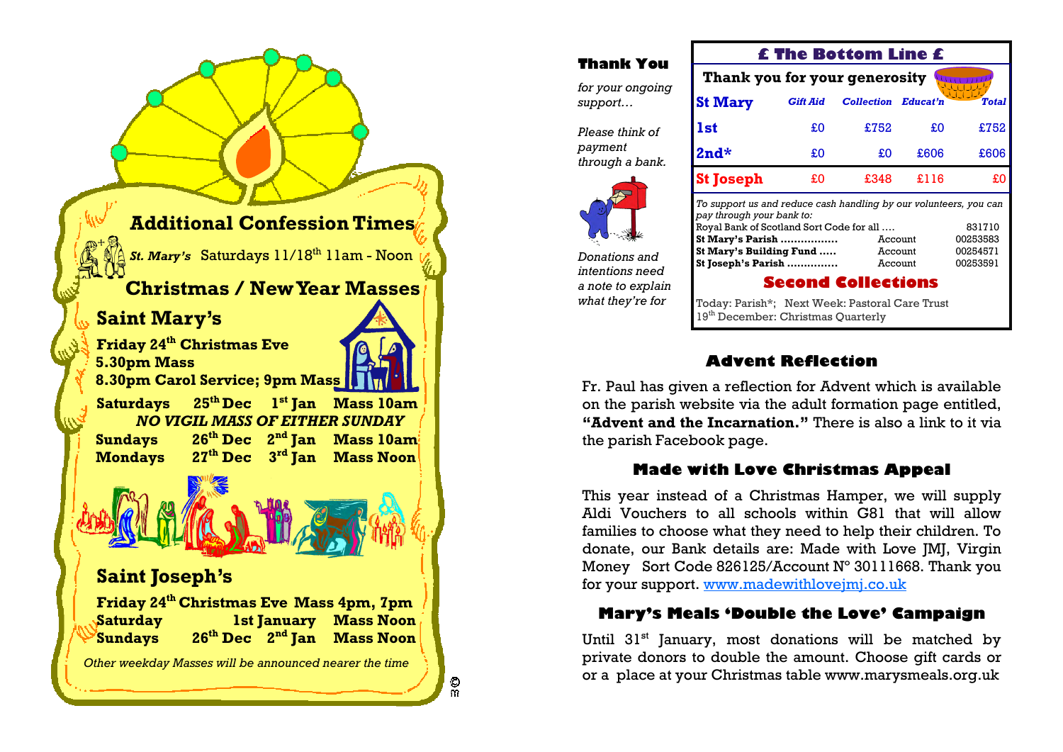## Additional Confession Times

*St. Mary's* Saturdays 11/18th 11am - Noon

## Christmas / New Year Masses

### Saint Mary's

**Friday 24th Christmas Eve**
**5.30pm Mass**
**8.30pm Carol Service; 9pm Mass**

| | | | |
|---|---|---|---|
| **Saturdays** | **25th Dec** | **1st Jan** | **Mass 10am** |

***NO VIGIL MASS OF EITHER SUNDAY***

| | | | |
|---|---|---|---|
| **Sundays** | **26th Dec** | **2nd Jan** | **Mass 10am** |
| **Mondays** | **27th Dec** | **3rd Jan** | **Mass Noon** |

### Saint Joseph's

| | | | |
|---|---|---|---|
| **Friday 24th Christmas Eve** | | | **Mass 4pm, 7pm** |
| **Saturday** | | **1st January** | **Mass Noon** |
| **Sundays** | **26th Dec** | **2nd Jan** | **Mass Noon** |

*Other weekday Masses will be announced nearer the time*

**Thank You**

*for your ongoing support…*

*Please think of payment through a bank.*

*Donations and intentions need a note to explain what they're for*

## £ The Bottom Line £

**Thank you for your generosity**

| St Mary | Gift Aid | Collection | Educat'n | Total |
|---|---|---|---|---|
| **1st** | £0 | £752 | £0 | £752 |
| **2nd*** | £0 | £0 | £606 | £606 |
| **St Joseph** | £0 | £348 | £116 | £0 |

*To support us and reduce cash handling by our volunteers, you can pay through your bank to:*

| | | |
|---|---|---|
| Royal Bank of Scotland Sort Code for all …. | | 831710 |
| **St Mary's Parish …………….** | Account | 00253583 |
| **St Mary's Building Fund …..** | Account | 00254571 |
| **St Joseph's Parish ……………** | Account | 00253591 |

**Second Collections**

Today: Parish*; Next Week: Pastoral Care Trust
19th December: Christmas Quarterly

## Advent Reflection

Fr. Paul has given a reflection for Advent which is available on the parish website via the adult formation page entitled, **"Advent and the Incarnation."** There is also a link to it via the parish Facebook page.

## Made with Love Christmas Appeal

This year instead of a Christmas Hamper, we will supply Aldi Vouchers to all schools within G81 that will allow families to choose what they need to help their children. To donate, our Bank details are: Made with Love JMJ, Virgin Money Sort Code 826125/Account N° 30111668. Thank you for your support. www.madewithlovejmj.co.uk

## Mary's Meals 'Double the Love' Campaign

Until 31st January, most donations will be matched by private donors to double the amount. Choose gift cards or or a place at your Christmas table www.marysmeals.org.uk